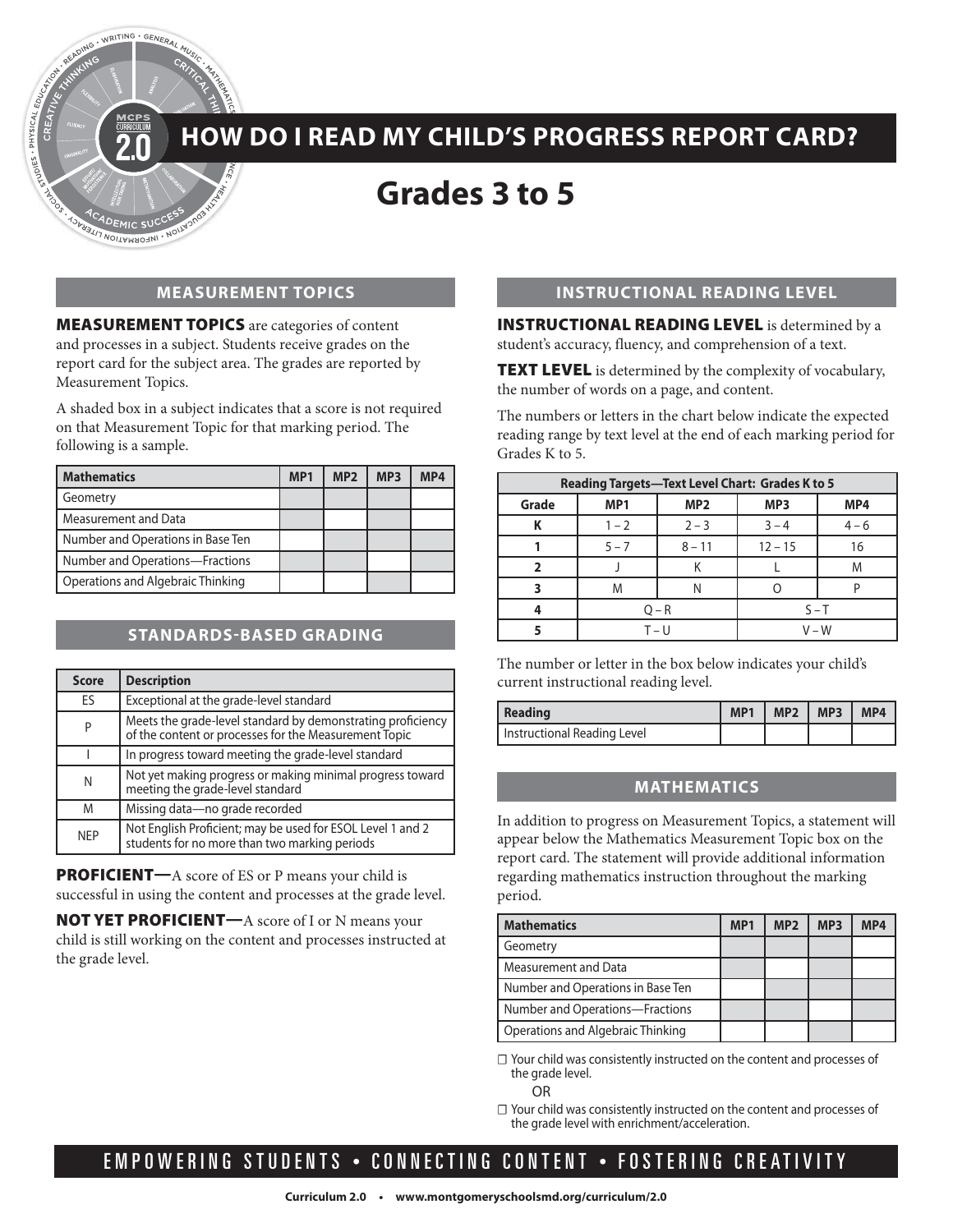# HOW DO I READ MY CHILD'S PROGRESS REPORT CARD?

## Grades 3 to 5

### MEASUREMENT TOPICS

**MEASUREMENT TOPICS** are categories of content and processes in a subject. Students receive grades on the report card for the subject area. The grades are reported by Measurement Topics.

A shaded box in a subject indicates that a score is not required on that Measurement Topic for that marking period. The following is a sample.

| Mathematics | MP1 | MP2 | MP3 | MP4 |
|---|---|---|---|---|
| Geometry | | | | |
| Measurement and Data | | | | |
| Number and Operations in Base Ten | | | | |
| Number and Operations—Fractions | | | | |
| Operations and Algebraic Thinking | | | | |

### STANDARDS-BASED GRADING

| Score | Description |
|---|---|
| ES | Exceptional at the grade-level standard |
| P | Meets the grade-level standard by demonstrating proficiency of the content or processes for the Measurement Topic |
| I | In progress toward meeting the grade-level standard |
| N | Not yet making progress or making minimal progress toward meeting the grade-level standard |
| M | Missing data—no grade recorded |
| NEP | Not English Proficient; may be used for ESOL Level 1 and 2 students for no more than two marking periods |

**PROFICIENT—**A score of ES or P means your child is successful in using the content and processes at the grade level.

**NOT YET PROFICIENT—**A score of I or N means your child is still working on the content and processes instructed at the grade level.

### INSTRUCTIONAL READING LEVEL

**INSTRUCTIONAL READING LEVEL** is determined by a student's accuracy, fluency, and comprehension of a text.

**TEXT LEVEL** is determined by the complexity of vocabulary, the number of words on a page, and content.

The numbers or letters in the chart below indicate the expected reading range by text level at the end of each marking period for Grades K to 5.

| Reading Targets—Text Level Chart: Grades K to 5 | | | | |
|---|---|---|---|---|
| Grade | MP1 | MP2 | MP3 | MP4 |
| K | 1 – 2 | 2 – 3 | 3 – 4 | 4 – 6 |
| 1 | 5 – 7 | 8 – 11 | 12 – 15 | 16 |
| 2 | J | K | L | M |
| 3 | M | N | O | P |
| 4 | Q – R | | S – T | |
| 5 | T – U | | V – W | |

The number or letter in the box below indicates your child's current instructional reading level.

| Reading | MP1 | MP2 | MP3 | MP4 |
|---|---|---|---|---|
| Instructional Reading Level | | | | |

### MATHEMATICS

In addition to progress on Measurement Topics, a statement will appear below the Mathematics Measurement Topic box on the report card. The statement will provide additional information regarding mathematics instruction throughout the marking period.

| Mathematics | MP1 | MP2 | MP3 | MP4 |
|---|---|---|---|---|
| Geometry | | | | |
| Measurement and Data | | | | |
| Number and Operations in Base Ten | | | | |
| Number and Operations—Fractions | | | | |
| Operations and Algebraic Thinking | | | | |

☐ Your child was consistently instructed on the content and processes of the grade level.

OR

☐ Your child was consistently instructed on the content and processes of the grade level with enrichment/acceleration.

EMPOWERING STUDENTS • CONNECTING CONTENT • FOSTERING CREATIVITY

Curriculum 2.0 • www.montgomeryschoolsmd.org/curriculum/2.0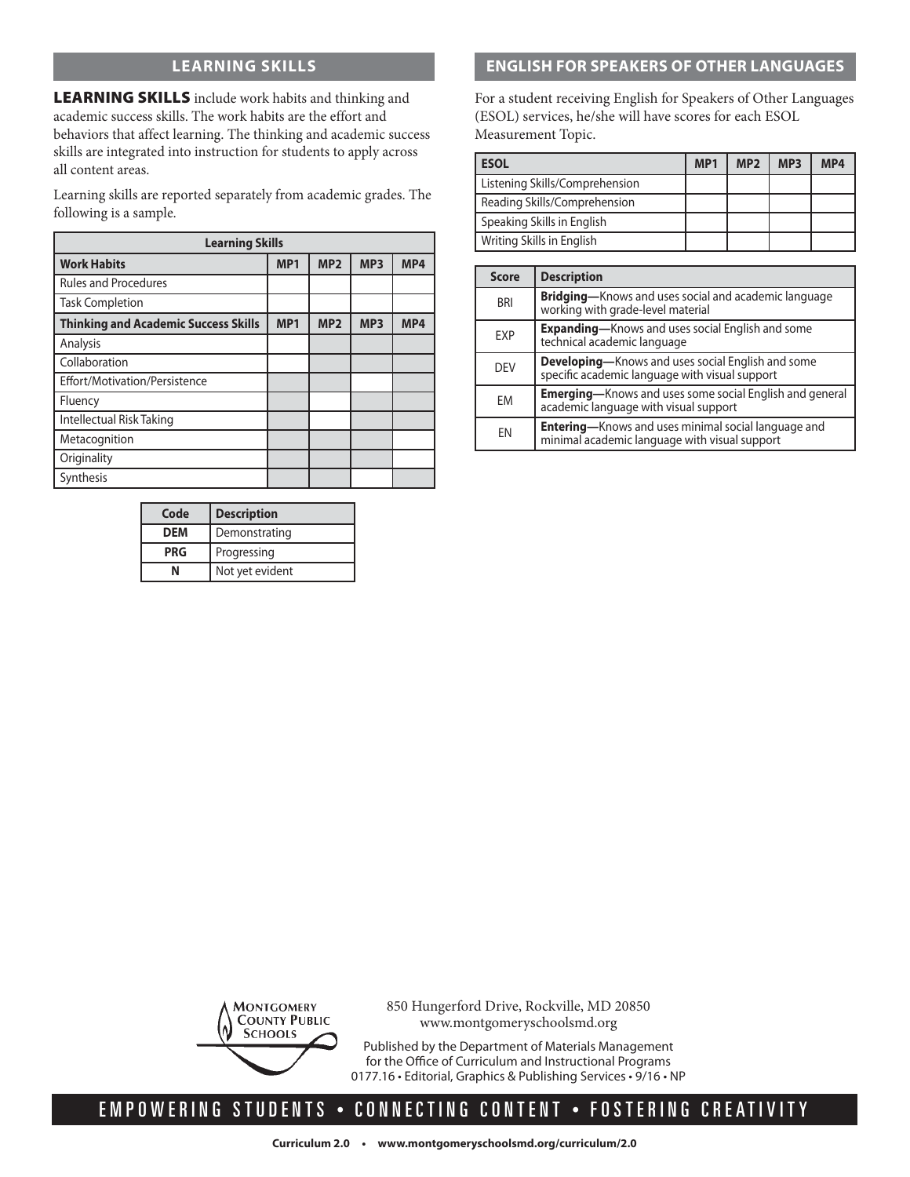## LEARNING SKILLS

**LEARNING SKILLS** include work habits and thinking and academic success skills. The work habits are the effort and behaviors that affect learning. The thinking and academic success skills are integrated into instruction for students to apply across all content areas.

Learning skills are reported separately from academic grades. The following is a sample.

| Learning Skills | | | | |
|---|---|---|---|---|
| **Work Habits** | **MP1** | **MP2** | **MP3** | **MP4** |
| Rules and Procedures | | | | |
| Task Completion | | | | |
| **Thinking and Academic Success Skills** | **MP1** | **MP2** | **MP3** | **MP4** |
| Analysis | | | | |
| Collaboration | | | | |
| Effort/Motivation/Persistence | | | | |
| Fluency | | | | |
| Intellectual Risk Taking | | | | |
| Metacognition | | | | |
| Originality | | | | |
| Synthesis | | | | |

| Code | Description |
|---|---|
| **DEM** | Demonstrating |
| **PRG** | Progressing |
| **N** | Not yet evident |

## ENGLISH FOR SPEAKERS OF OTHER LANGUAGES

For a student receiving English for Speakers of Other Languages (ESOL) services, he/she will have scores for each ESOL Measurement Topic.

| ESOL | MP1 | MP2 | MP3 | MP4 |
|---|---|---|---|---|
| Listening Skills/Comprehension | | | | |
| Reading Skills/Comprehension | | | | |
| Speaking Skills in English | | | | |
| Writing Skills in English | | | | |

| Score | Description |
|---|---|
| BRI | **Bridging—**Knows and uses social and academic language working with grade-level material |
| EXP | **Expanding—**Knows and uses social English and some technical academic language |
| DEV | **Developing—**Knows and uses social English and some specific academic language with visual support |
| EM | **Emerging—**Knows and uses some social English and general academic language with visual support |
| EN | **Entering—**Knows and uses minimal social language and minimal academic language with visual support |

Montgomery County Public Schools

850 Hungerford Drive, Rockville, MD 20850
www.montgomeryschoolsmd.org

Published by the Department of Materials Management
for the Office of Curriculum and Instructional Programs
0177.16 • Editorial, Graphics & Publishing Services • 9/16 • NP

EMPOWERING STUDENTS • CONNECTING CONTENT • FOSTERING CREATIVITY

**Curriculum 2.0 • www.montgomeryschoolsmd.org/curriculum/2.0**